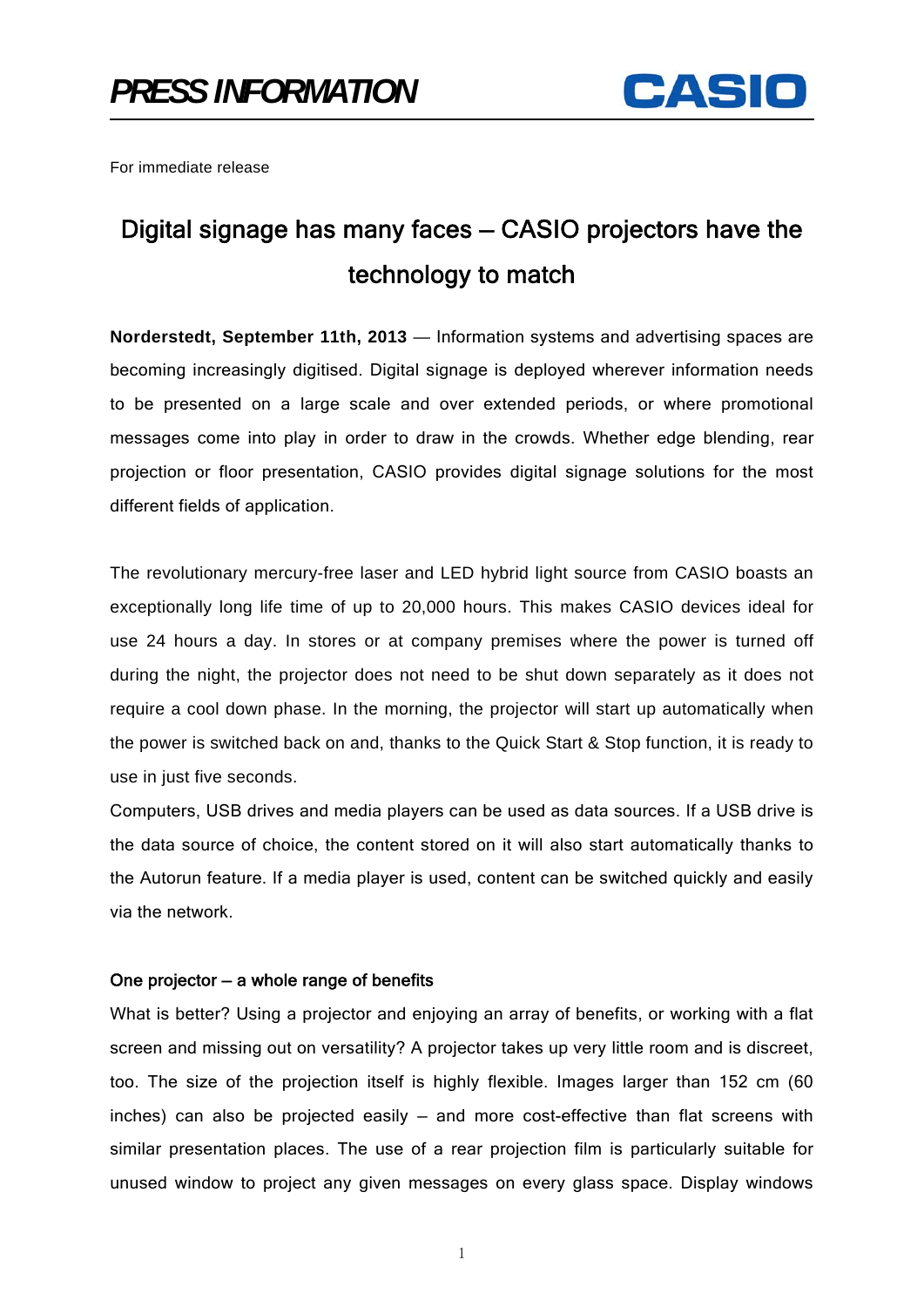*PRESS INFORMATION*

CASIO

For immediate release

# Digital signage has many faces – CASIO projectors have the technology to match

**Norderstedt, September 11th, 2013** — Information systems and advertising spaces are becoming increasingly digitised. Digital signage is deployed wherever information needs to be presented on a large scale and over extended periods, or where promotional messages come into play in order to draw in the crowds. Whether edge blending, rear projection or floor presentation, CASIO provides digital signage solutions for the most different fields of application.

The revolutionary mercury-free laser and LED hybrid light source from CASIO boasts an exceptionally long life time of up to 20,000 hours. This makes CASIO devices ideal for use 24 hours a day. In stores or at company premises where the power is turned off during the night, the projector does not need to be shut down separately as it does not require a cool down phase. In the morning, the projector will start up automatically when the power is switched back on and, thanks to the Quick Start & Stop function, it is ready to use in just five seconds.
Computers, USB drives and media players can be used as data sources. If a USB drive is the data source of choice, the content stored on it will also start automatically thanks to the Autorun feature. If a media player is used, content can be switched quickly and easily via the network.

### One projector – a whole range of benefits

What is better? Using a projector and enjoying an array of benefits, or working with a flat screen and missing out on versatility? A projector takes up very little room and is discreet, too. The size of the projection itself is highly flexible. Images larger than 152 cm (60 inches) can also be projected easily – and more cost-effective than flat screens with similar presentation places. The use of a rear projection film is particularly suitable for unused window to project any given messages on every glass space. Display windows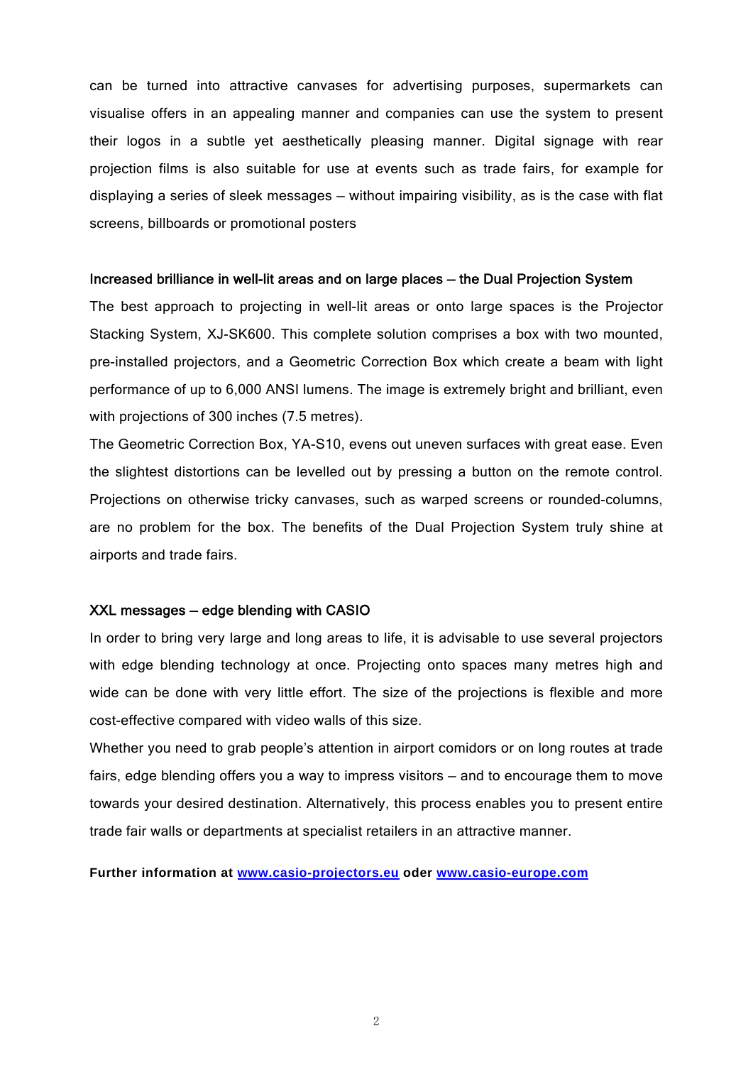can be turned into attractive canvases for advertising purposes, supermarkets can visualise offers in an appealing manner and companies can use the system to present their logos in a subtle yet aesthetically pleasing manner. Digital signage with rear projection films is also suitable for use at events such as trade fairs, for example for displaying a series of sleek messages – without impairing visibility, as is the case with flat screens, billboards or promotional posters

### Increased brilliance in well-lit areas and on large places – the Dual Projection System

The best approach to projecting in well-lit areas or onto large spaces is the Projector Stacking System, XJ-SK600. This complete solution comprises a box with two mounted, pre-installed projectors, and a Geometric Correction Box which create a beam with light performance of up to 6,000 ANSI lumens. The image is extremely bright and brilliant, even with projections of 300 inches (7.5 metres).

The Geometric Correction Box, YA-S10, evens out uneven surfaces with great ease. Even the slightest distortions can be levelled out by pressing a button on the remote control. Projections on otherwise tricky canvases, such as warped screens or rounded-columns, are no problem for the box. The benefits of the Dual Projection System truly shine at airports and trade fairs.

### XXL messages – edge blending with CASIO

In order to bring very large and long areas to life, it is advisable to use several projectors with edge blending technology at once. Projecting onto spaces many metres high and wide can be done with very little effort. The size of the projections is flexible and more cost-effective compared with video walls of this size.

Whether you need to grab people's attention in airport comidors or on long routes at trade fairs, edge blending offers you a way to impress visitors – and to encourage them to move towards your desired destination. Alternatively, this process enables you to present entire trade fair walls or departments at specialist retailers in an attractive manner.

**Further information at [www.casio-projectors.eu](http://www.casio-projectors.eu) oder [www.casio-europe.com](http://www.casio-europe.com)**